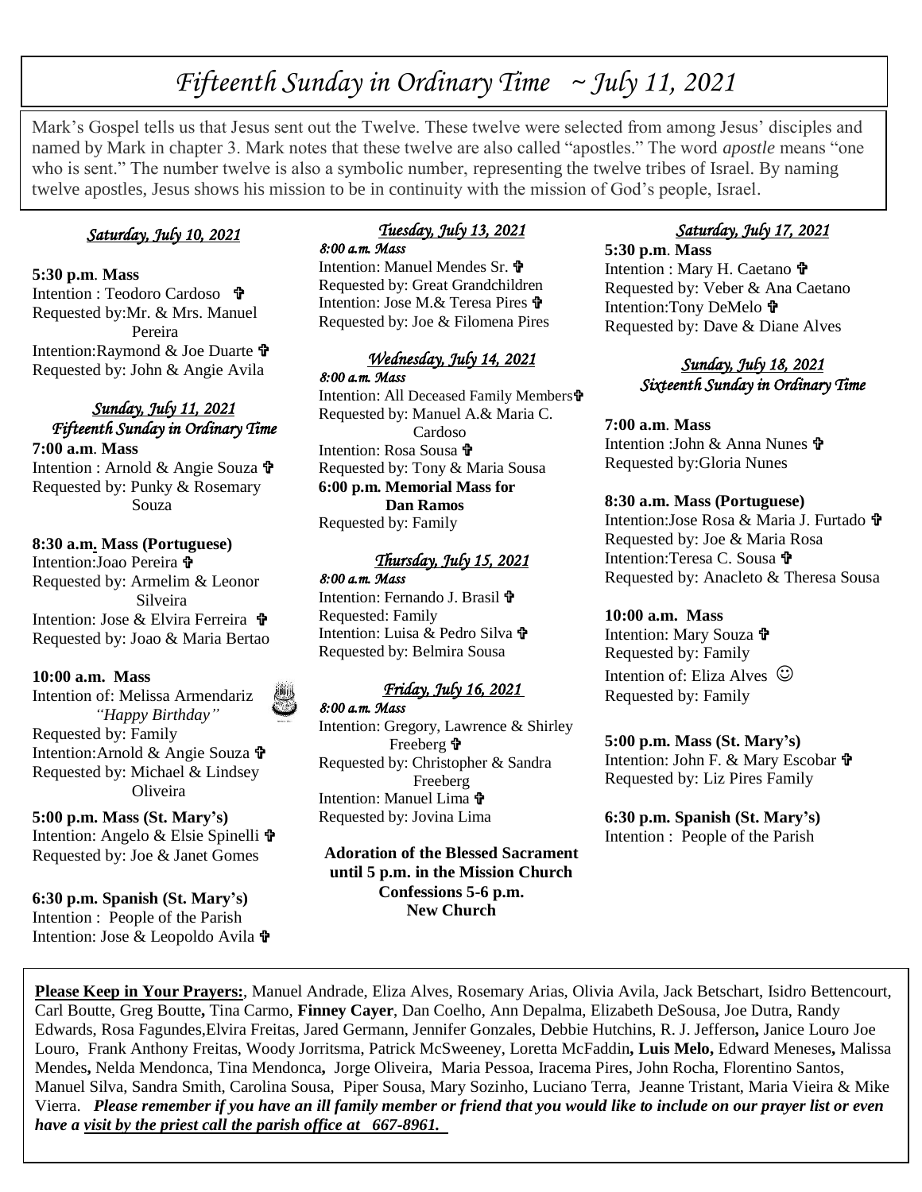# *Fifteenth Sunday in Ordinary Time ~ July 11, 2021*

Mark's Gospel tells us that Jesus sent out the Twelve. These twelve were selected from among Jesus' disciples and named by Mark in chapter 3. Mark notes that these twelve are also called "apostles." The word *apostle* means "one who is sent." The number twelve is also a symbolic number, representing the twelve tribes of Israel. By naming twelve apostles, Jesus shows his mission to be in continuity with the mission of God's people, Israel.

### *Saturday, July 10, 2021*

**5:30 p.m. Mass**
Intention : Teodoro Cardoso ✞
Requested by:Mr. & Mrs. Manuel Pereira
Intention:Raymond & Joe Duarte ✞
Requested by: John & Angie Avila

### *Sunday, July 11, 2021*
### *Fifteenth Sunday in Ordinary Time*

**7:00 a.m. Mass**
Intention : Arnold & Angie Souza ✞
Requested by: Punky & Rosemary Souza

**8:30 a.m. Mass (Portuguese)**
Intention:Joao Pereira ✞
Requested by: Armelim & Leonor Silveira
Intention: Jose & Elvira Ferreira ✞
Requested by: Joao & Maria Bertao

**10:00 a.m. Mass**
Intention of: Melissa Armendariz *"Happy Birthday"*
Requested by: Family
Intention:Arnold & Angie Souza ✞
Requested by: Michael & Lindsey Oliveira

**5:00 p.m. Mass (St. Mary's)**
Intention: Angelo & Elsie Spinelli ✞
Requested by: Joe & Janet Gomes

**6:30 p.m. Spanish (St. Mary's)**
Intention : People of the Parish
Intention: Jose & Leopoldo Avila ✞

### *Tuesday, July 13, 2021*

*8:00 a.m. Mass*
Intention: Manuel Mendes Sr. ✞
Requested by: Great Grandchildren
Intention: Jose M.& Teresa Pires ✞
Requested by: Joe & Filomena Pires

### *Wednesday, July 14, 2021*

*8:00 a.m. Mass*
Intention: All Deceased Family Members✞
Requested by: Manuel A.& Maria C. Cardoso
Intention: Rosa Sousa ✞
Requested by: Tony & Maria Sousa
**6:00 p.m. Memorial Mass for Dan Ramos**
Requested by: Family

### *Thursday, July 15, 2021*

*8:00 a.m. Mass*
Intention: Fernando J. Brasil ✞
Requested: Family
Intention: Luisa & Pedro Silva ✞
Requested by: Belmira Sousa

### *Friday, July 16, 2021*

*8:00 a.m. Mass*
Intention: Gregory, Lawrence & Shirley Freeberg ✞
Requested by: Christopher & Sandra Freeberg
Intention: Manuel Lima ✞
Requested by: Jovina Lima

**Adoration of the Blessed Sacrament until 5 p.m. in the Mission Church**
**Confessions 5-6 p.m.**
**New Church**

### *Saturday, July 17, 2021*

**5:30 p.m. Mass**
Intention : Mary H. Caetano ✞
Requested by: Veber & Ana Caetano
Intention:Tony DeMelo ✞
Requested by: Dave & Diane Alves

### *Sunday, July 18, 2021*
### *Sixteenth Sunday in Ordinary Time*

**7:00 a.m. Mass**
Intention :John & Anna Nunes ✞
Requested by:Gloria Nunes

**8:30 a.m. Mass (Portuguese)**
Intention:Jose Rosa & Maria J. Furtado ✞
Requested by: Joe & Maria Rosa
Intention:Teresa C. Sousa ✞
Requested by: Anacleto & Theresa Sousa

**10:00 a.m. Mass**
Intention: Mary Souza ✞
Requested by: Family
Intention of: Eliza Alves ☺
Requested by: Family

**5:00 p.m. Mass (St. Mary's)**
Intention: John F. & Mary Escobar ✞
Requested by: Liz Pires Family

**6:30 p.m. Spanish (St. Mary's)**
Intention : People of the Parish

**Please Keep in Your Prayers:**, Manuel Andrade, Eliza Alves, Rosemary Arias, Olivia Avila, Jack Betschart, Isidro Bettencourt, Carl Boutte, Greg Boutte**,** Tina Carmo, **Finney Cayer**, Dan Coelho, Ann Depalma, Elizabeth DeSousa, Joe Dutra, Randy Edwards, Rosa Fagundes,Elvira Freitas, Jared Germann, Jennifer Gonzales, Debbie Hutchins, R. J. Jefferson**,** Janice Louro Joe Louro, Frank Anthony Freitas, Woody Jorritsma, Patrick McSweeney, Loretta McFaddin**, Luis Melo,** Edward Meneses**,** Malissa Mendes**,** Nelda Mendonca, Tina Mendonca**,** Jorge Oliveira, Maria Pessoa, Iracema Pires, John Rocha, Florentino Santos, Manuel Silva, Sandra Smith, Carolina Sousa, Piper Sousa, Mary Sozinho, Luciano Terra, Jeanne Tristant, Maria Vieira & Mike Vierra. ***Please remember if you have an ill family member or friend that you would like to include on our prayer list or even have a visit by the priest call the parish office at 667-8961.***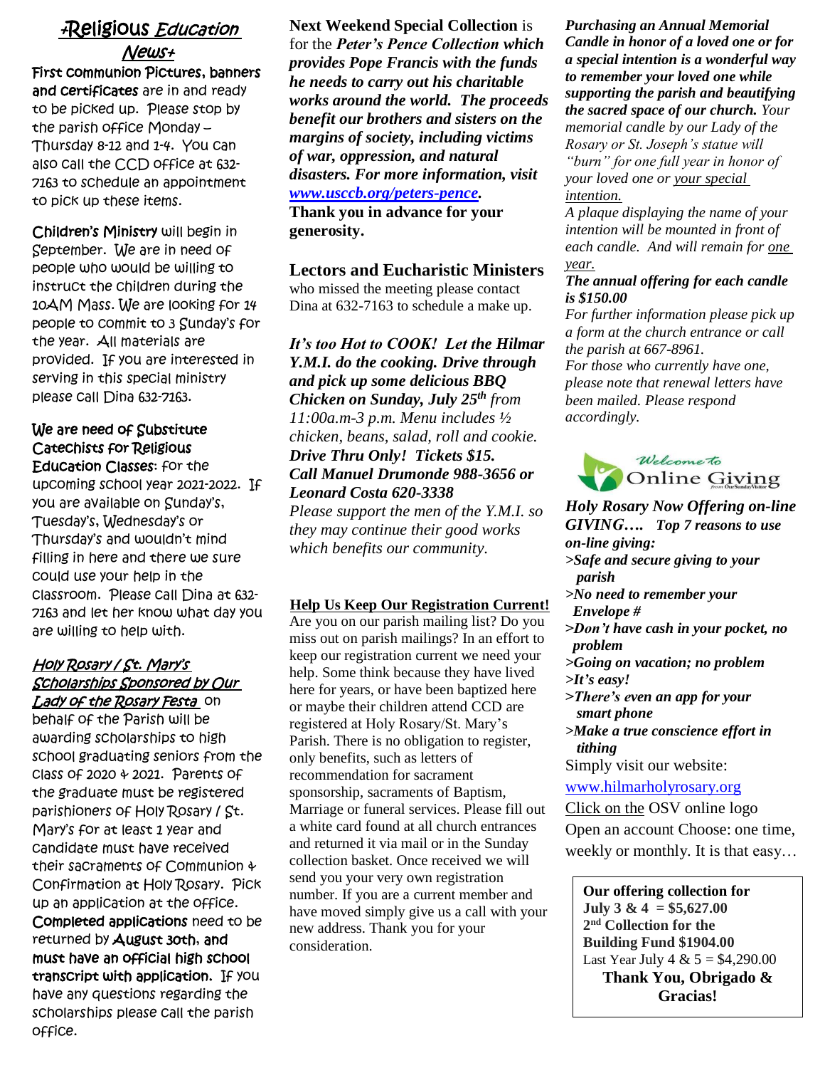# *+Religious Education News+*

**First communion Pictures, banners and certificates** are in and ready to be picked up. Please stop by the parish office Monday – Thursday 8-12 and 1-4. You can also call the CCD office at 632-7163 to schedule an appointment to pick up these items.

**Children's Ministry** will begin in September. We are in need of people who would be willing to instruct the children during the 10AM Mass. We are looking for 14 people to commit to 3 Sunday's for the year. All materials are provided. If you are interested in serving in this special ministry please call Dina 632-7163.

**We are need of Substitute Catechists for Religious Education Classes**: for the upcoming school year 2021-2022. If you are available on Sunday's, Tuesday's, Wednesday's or Thursday's and wouldn't mind filling in here and there we sure could use your help in the classroom. Please call Dina at 632-7163 and let her know what day you are willing to help with.

***Holy Rosary / St. Mary's Scholarships Sponsored by Our Lady of the Rosary Festa*** on behalf of the Parish will be awarding scholarships to high school graduating seniors from the class of 2020 & 2021. Parents of the graduate must be registered parishioners of Holy Rosary / St. Mary's for at least 1 year and candidate must have received their sacraments of Communion & Confirmation at Holy Rosary. Pick up an application at the office. **Completed applications** need to be returned by **August 30th, and must have an official high school transcript with application.** If you have any questions regarding the scholarships please call the parish office.

**Next Weekend Special Collection** is for the ***Peter's Pence Collection which provides Pope Francis with the funds he needs to carry out his charitable works around the world. The proceeds benefit our brothers and sisters on the margins of society, including victims of war, oppression, and natural disasters. For more information, visit [www.usccb.org/peters-pence](www.usccb.org/peters-pence).***
**Thank you in advance for your generosity.**

**Lectors and Eucharistic Ministers** who missed the meeting please contact Dina at 632-7163 to schedule a make up.

***It's too Hot to COOK! Let the Hilmar Y.M.I. do the cooking. Drive through and pick up some delicious BBQ Chicken on Sunday, July 25th** from 11:00a.m-3 p.m. Menu includes ½ chicken, beans, salad, roll and cookie.*
***Drive Thru Only! Tickets $15.***
***Call Manuel Drumonde 988-3656 or Leonard Costa 620-3338***
*Please support the men of the Y.M.I. so they may continue their good works which benefits our community.*

**Help Us Keep Our Registration Current!**
Are you on our parish mailing list? Do you miss out on parish mailings? In an effort to keep our registration current we need your help. Some think because they have lived here for years, or have been baptized here or maybe their children attend CCD are registered at Holy Rosary/St. Mary's Parish. There is no obligation to register, only benefits, such as letters of recommendation for sacrament sponsorship, sacraments of Baptism, Marriage or funeral services. Please fill out a white card found at all church entrances and returned it via mail or in the Sunday collection basket. Once received we will send you your very own registration number. If you are a current member and have moved simply give us a call with your new address. Thank you for your consideration.

***Purchasing an Annual Memorial Candle in honor of a loved one or for a special intention is a wonderful way to remember your loved one while supporting the parish and beautifying the sacred space of our church.*** *Your memorial candle by our Lady of the Rosary or St. Joseph's statue will "burn" for one full year in honor of your loved one or your special intention.*
*A plaque displaying the name of your intention will be mounted in front of each candle. And will remain for one year.*
***The annual offering for each candle is $150.00***
*For further information please pick up a form at the church entrance or call the parish at 667-8961.*
*For those who currently have one, please note that renewal letters have been mailed. Please respond accordingly.*

Welcome to Online Giving

***Holy Rosary Now Offering on-line GIVING…. Top 7 reasons to use on-line giving:***
- ***>Safe and secure giving to your parish***
- ***>No need to remember your Envelope #***
- ***>Don't have cash in your pocket, no problem***
- ***>Going on vacation; no problem***
- ***>It's easy!***
- ***>There's even an app for your smart phone***
- ***>Make a true conscience effort in tithing***

Simply visit our website:
www.hilmarholyrosary.org
Click on the OSV online logo
Open an account Choose: one time, weekly or monthly. It is that easy…

**Our offering collection for July 3 & 4 = $5,627.00**
**2nd Collection for the Building Fund $1904.00**
Last Year July 4 & 5 = $4,290.00
**Thank You, Obrigado & Gracias!**